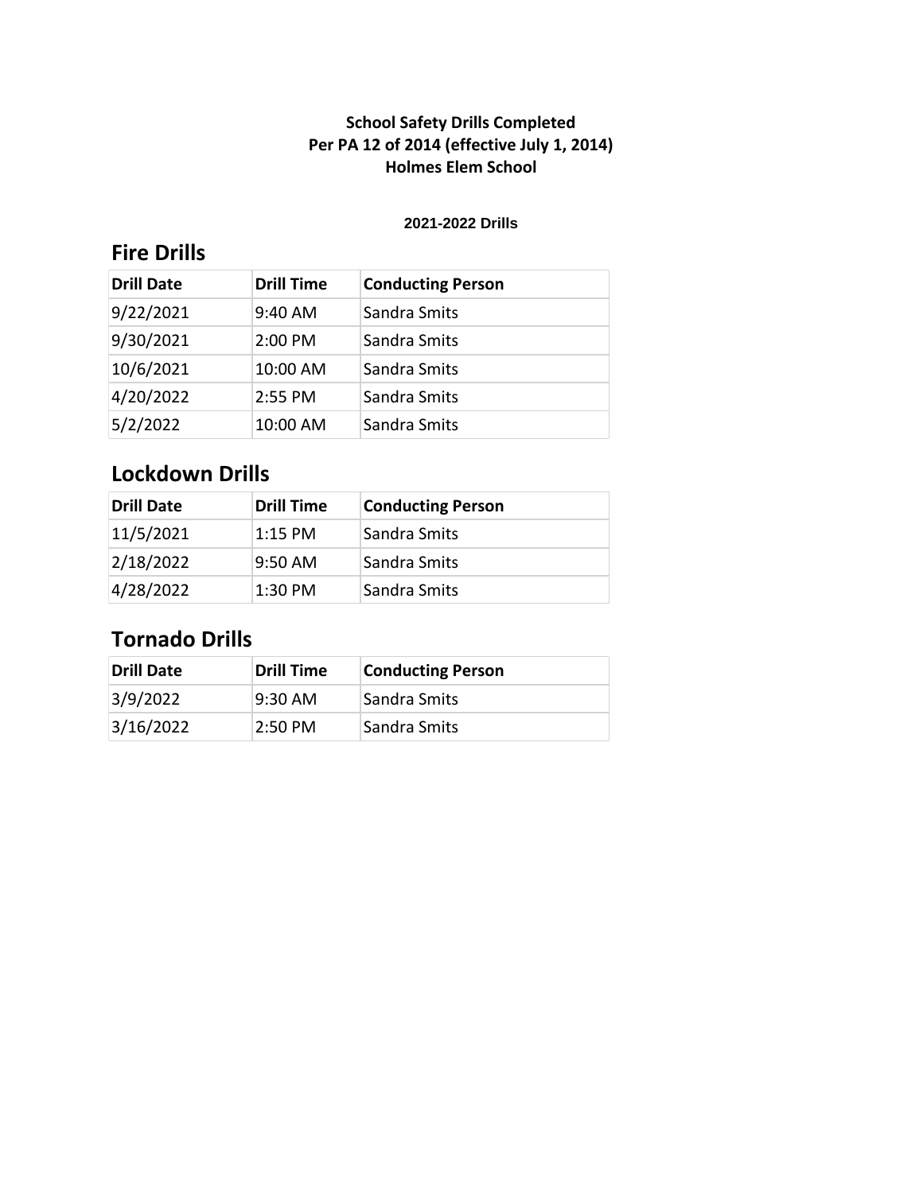**School Safety Drills Completed**
**Per PA 12 of 2014 (effective July 1, 2014)**
**Holmes Elem School**

**2021-2022 Drills**

## Fire Drills

| Drill Date | Drill Time | Conducting Person |
|---|---|---|
| 9/22/2021 | 9:40 AM | Sandra Smits |
| 9/30/2021 | 2:00 PM | Sandra Smits |
| 10/6/2021 | 10:00 AM | Sandra Smits |
| 4/20/2022 | 2:55 PM | Sandra Smits |
| 5/2/2022 | 10:00 AM | Sandra Smits |

## Lockdown Drills

| Drill Date | Drill Time | Conducting Person |
|---|---|---|
| 11/5/2021 | 1:15 PM | Sandra Smits |
| 2/18/2022 | 9:50 AM | Sandra Smits |
| 4/28/2022 | 1:30 PM | Sandra Smits |

## Tornado Drills

| Drill Date | Drill Time | Conducting Person |
|---|---|---|
| 3/9/2022 | 9:30 AM | Sandra Smits |
| 3/16/2022 | 2:50 PM | Sandra Smits |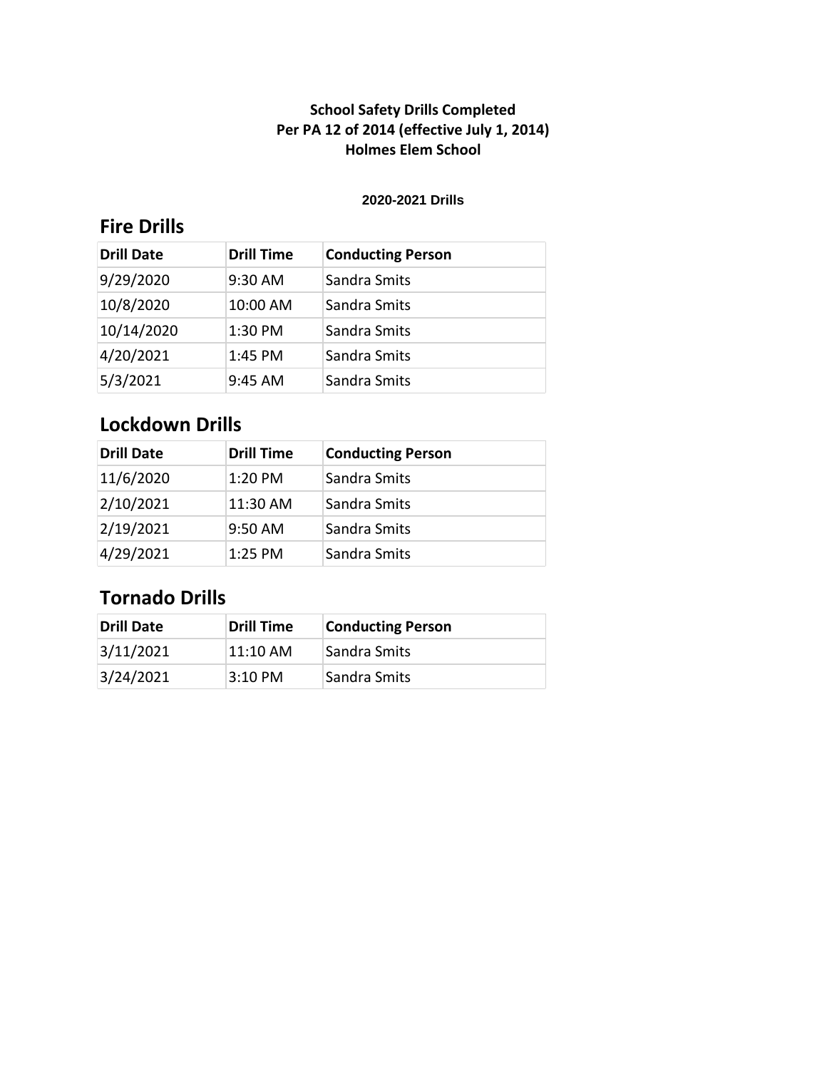**School Safety Drills Completed**
**Per PA 12 of 2014 (effective July 1, 2014)**
**Holmes Elem School**

**2020-2021 Drills**

## Fire Drills

| Drill Date | Drill Time | Conducting Person |
|---|---|---|
| 9/29/2020 | 9:30 AM | Sandra Smits |
| 10/8/2020 | 10:00 AM | Sandra Smits |
| 10/14/2020 | 1:30 PM | Sandra Smits |
| 4/20/2021 | 1:45 PM | Sandra Smits |
| 5/3/2021 | 9:45 AM | Sandra Smits |

## Lockdown Drills

| Drill Date | Drill Time | Conducting Person |
|---|---|---|
| 11/6/2020 | 1:20 PM | Sandra Smits |
| 2/10/2021 | 11:30 AM | Sandra Smits |
| 2/19/2021 | 9:50 AM | Sandra Smits |
| 4/29/2021 | 1:25 PM | Sandra Smits |

## Tornado Drills

| Drill Date | Drill Time | Conducting Person |
|---|---|---|
| 3/11/2021 | 11:10 AM | Sandra Smits |
| 3/24/2021 | 3:10 PM | Sandra Smits |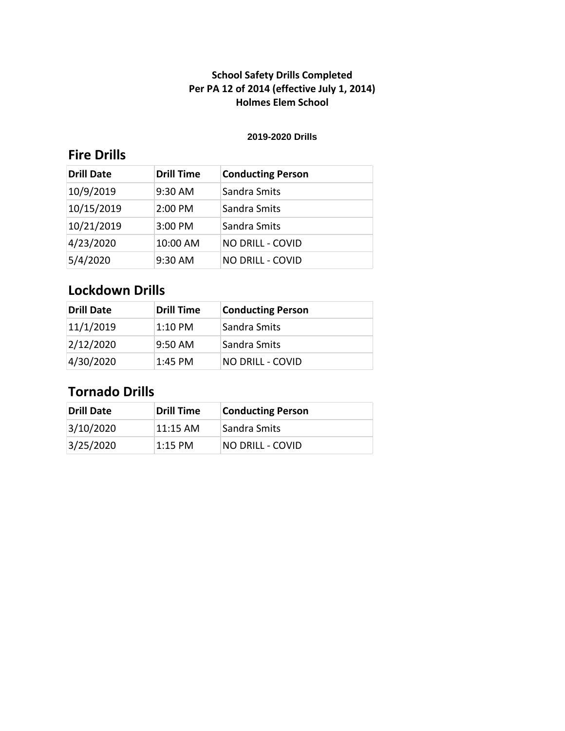**School Safety Drills Completed**
**Per PA 12 of 2014 (effective July 1, 2014)**
**Holmes Elem School**

**2019-2020 Drills**

## Fire Drills

| Drill Date | Drill Time | Conducting Person |
|---|---|---|
| 10/9/2019 | 9:30 AM | Sandra Smits |
| 10/15/2019 | 2:00 PM | Sandra Smits |
| 10/21/2019 | 3:00 PM | Sandra Smits |
| 4/23/2020 | 10:00 AM | NO DRILL - COVID |
| 5/4/2020 | 9:30 AM | NO DRILL - COVID |

## Lockdown Drills

| Drill Date | Drill Time | Conducting Person |
|---|---|---|
| 11/1/2019 | 1:10 PM | Sandra Smits |
| 2/12/2020 | 9:50 AM | Sandra Smits |
| 4/30/2020 | 1:45 PM | NO DRILL - COVID |

## Tornado Drills

| Drill Date | Drill Time | Conducting Person |
|---|---|---|
| 3/10/2020 | 11:15 AM | Sandra Smits |
| 3/25/2020 | 1:15 PM | NO DRILL - COVID |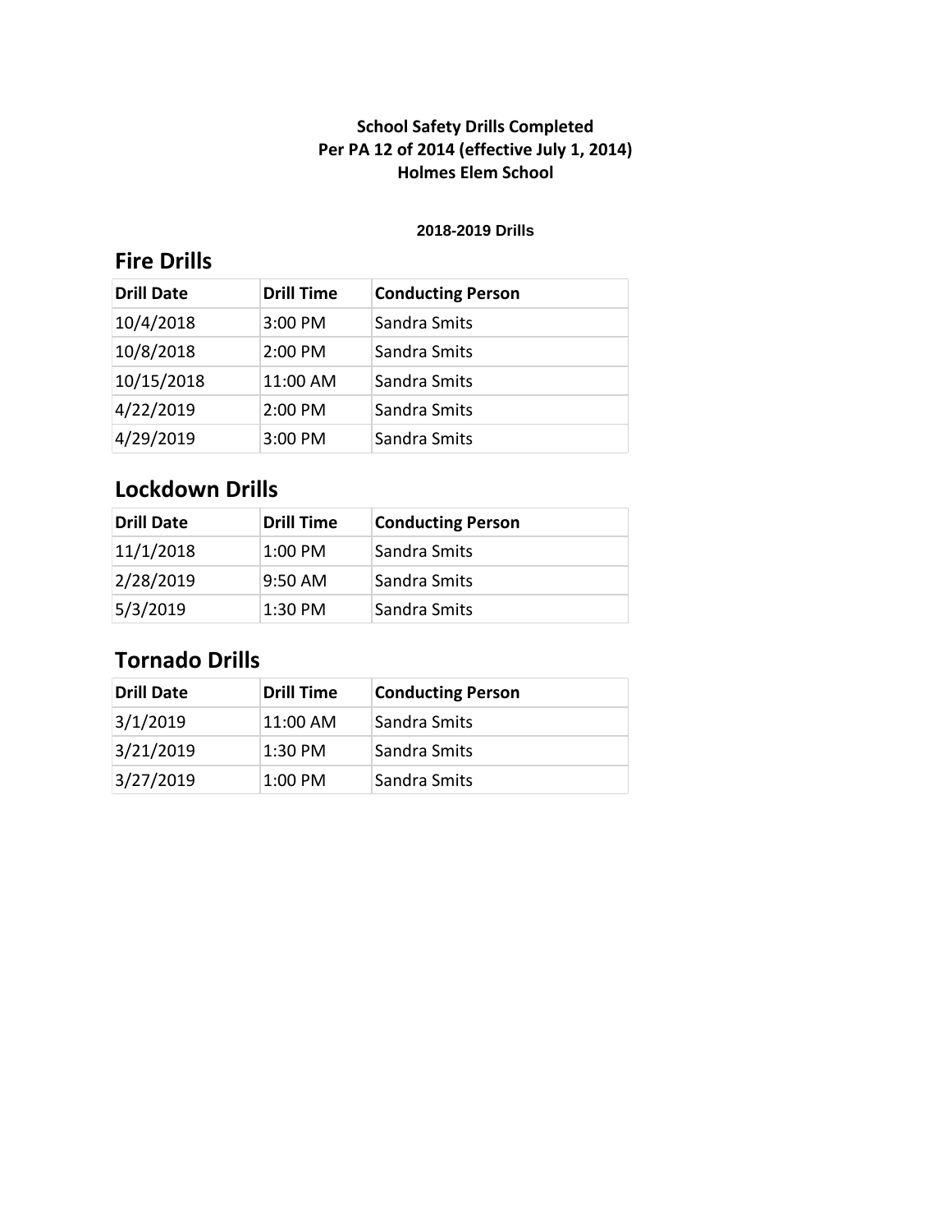**School Safety Drills Completed**
**Per PA 12 of 2014 (effective July 1, 2014)**
**Holmes Elem School**

**2018-2019 Drills**

## Fire Drills

| Drill Date | Drill Time | Conducting Person |
|---|---|---|
| 10/4/2018 | 3:00 PM | Sandra Smits |
| 10/8/2018 | 2:00 PM | Sandra Smits |
| 10/15/2018 | 11:00 AM | Sandra Smits |
| 4/22/2019 | 2:00 PM | Sandra Smits |
| 4/29/2019 | 3:00 PM | Sandra Smits |

## Lockdown Drills

| Drill Date | Drill Time | Conducting Person |
|---|---|---|
| 11/1/2018 | 1:00 PM | Sandra Smits |
| 2/28/2019 | 9:50 AM | Sandra Smits |
| 5/3/2019 | 1:30 PM | Sandra Smits |

## Tornado Drills

| Drill Date | Drill Time | Conducting Person |
|---|---|---|
| 3/1/2019 | 11:00 AM | Sandra Smits |
| 3/21/2019 | 1:30 PM | Sandra Smits |
| 3/27/2019 | 1:00 PM | Sandra Smits |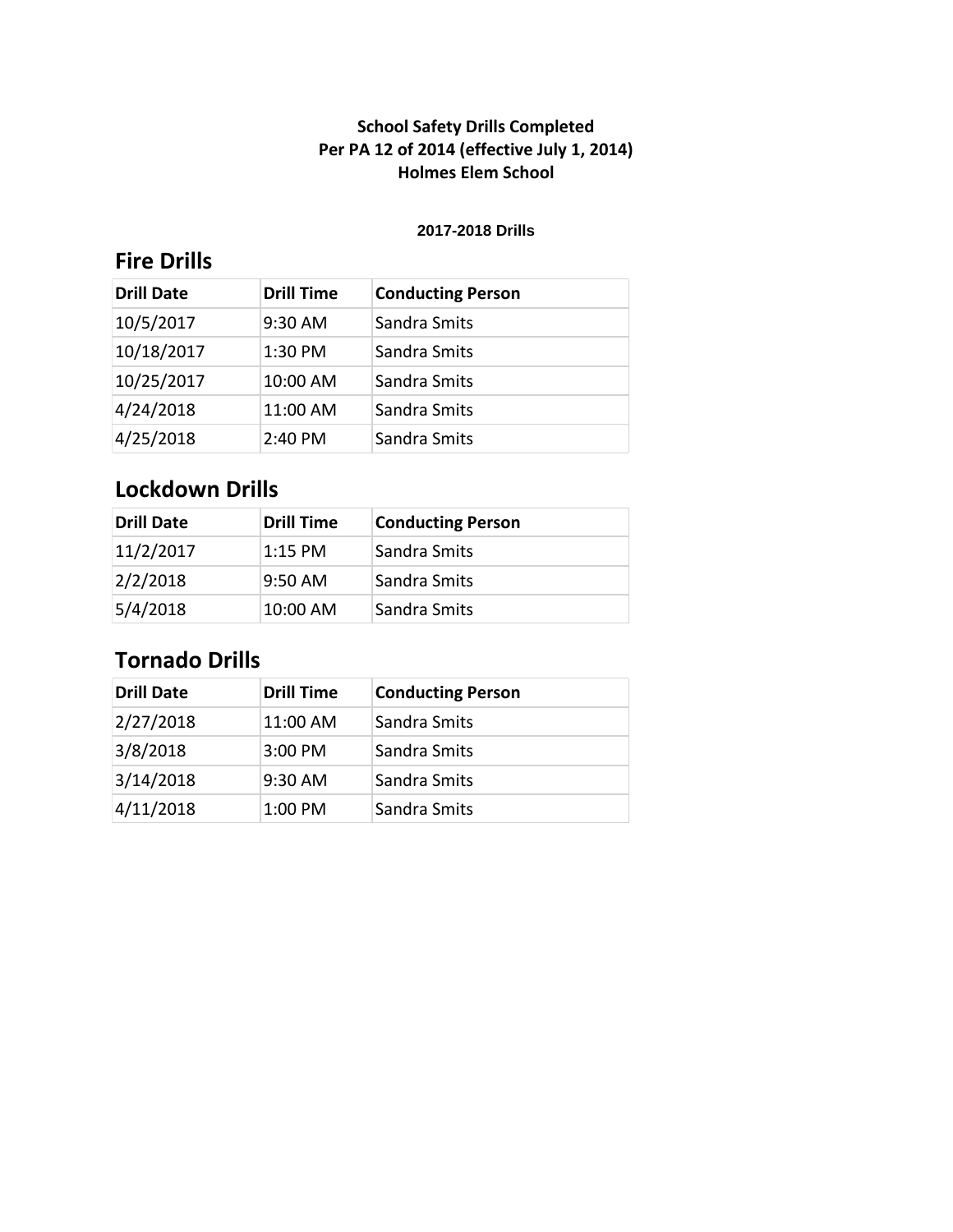**School Safety Drills Completed**
**Per PA 12 of 2014 (effective July 1, 2014)**
**Holmes Elem School**

**2017-2018 Drills**

## Fire Drills

| Drill Date | Drill Time | Conducting Person |
|---|---|---|
| 10/5/2017 | 9:30 AM | Sandra Smits |
| 10/18/2017 | 1:30 PM | Sandra Smits |
| 10/25/2017 | 10:00 AM | Sandra Smits |
| 4/24/2018 | 11:00 AM | Sandra Smits |
| 4/25/2018 | 2:40 PM | Sandra Smits |

## Lockdown Drills

| Drill Date | Drill Time | Conducting Person |
|---|---|---|
| 11/2/2017 | 1:15 PM | Sandra Smits |
| 2/2/2018 | 9:50 AM | Sandra Smits |
| 5/4/2018 | 10:00 AM | Sandra Smits |

## Tornado Drills

| Drill Date | Drill Time | Conducting Person |
|---|---|---|
| 2/27/2018 | 11:00 AM | Sandra Smits |
| 3/8/2018 | 3:00 PM | Sandra Smits |
| 3/14/2018 | 9:30 AM | Sandra Smits |
| 4/11/2018 | 1:00 PM | Sandra Smits |